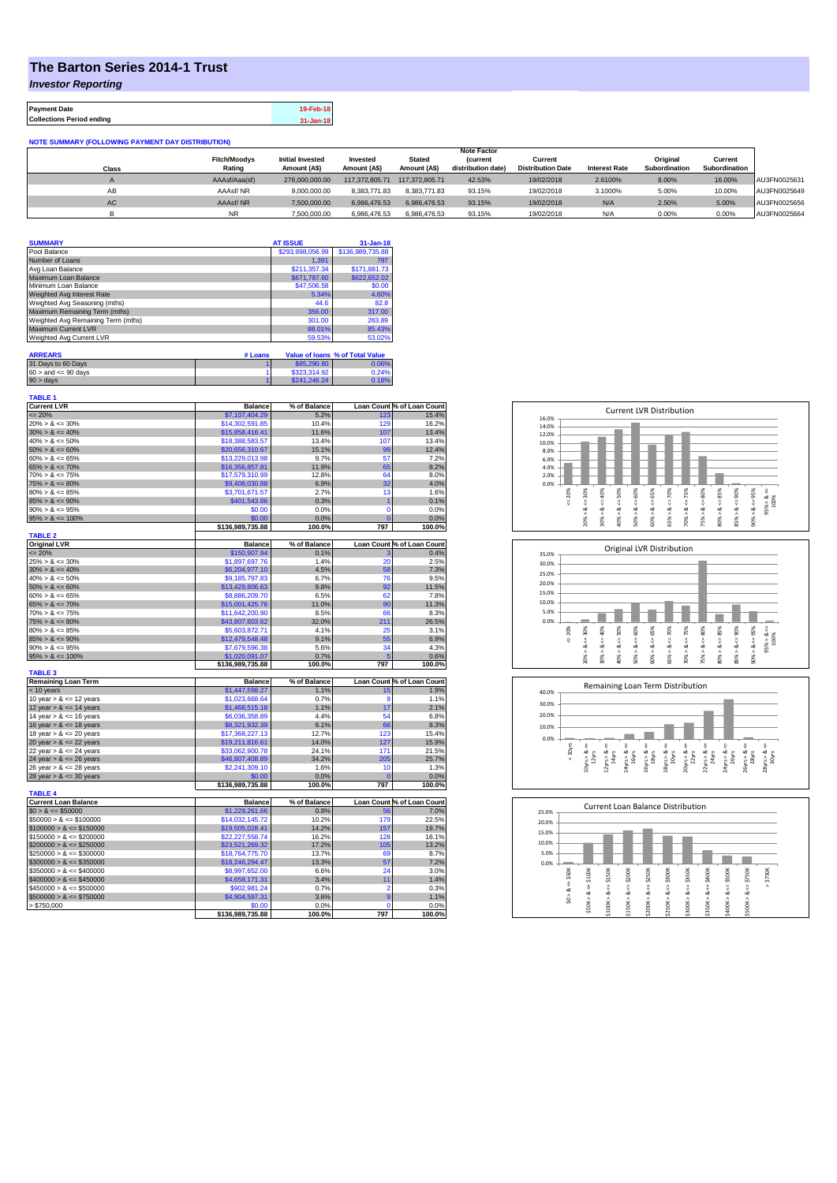# The Barton Series 2014-1 Trust

***Investor Reporting***

| Payment Date | 19-Feb-18 |
|---|---|
| Collections Period ending | 31-Jan-18 |

**NOTE SUMMARY (FOLLOWING PAYMENT DAY DISTRIBUTION)**

| Class | Fitch/Moodys Rating | Initial Invested Amount (A$) | Invested Amount (A$) | Stated Amount (A$) | Note Factor (current distribution date) | Current Distribution Date | Interest Rate | Original Subordination | Current Subordination | |
|---|---|---|---|---|---|---|---|---|---|---|
| A | AAAsf/Aaa(sf) | 276,000,000.00 | 117,372,805.71 | 117,372,805.71 | 42.53% | 19/02/2018 | 2.6100% | 8.00% | 16.00% | AU3FN0025631 |
| AB | AAAsf/ NR | 9,000,000.00 | 8,383,771.83 | 8,383,771.83 | 93.15% | 19/02/2018 | 3.1000% | 5.00% | 10.00% | AU3FN0025649 |
| AC | AAAsf/ NR | 7,500,000.00 | 6,986,476.53 | 6,986,476.53 | 93.15% | 19/02/2018 | N/A | 2.50% | 5.00% | AU3FN0025656 |
| B | NR | 7,500,000.00 | 6,986,476.53 | 6,986,476.53 | 93.15% | 19/02/2018 | N/A | 0.00% | 0.00% | AU3FN0025664 |

| SUMMARY | AT ISSUE | 31-Jan-18 |
|---|---|---|
| Pool Balance | $293,998,056.99 | $136,989,735.88 |
| Number of Loans | 1,391 | 797 |
| Avg Loan Balance | $211,357.34 | $171,881.73 |
| Maximum Loan Balance | $671,787.60 | $622,652.02 |
| Minimum Loan Balance | $47,506.58 | $0.00 |
| Weighted Avg Interest Rate | 5.34% | 4.60% |
| Weighted Avg Seasoning (mths) | 44.6 | 82.8 |
| Maximum Remaining Term (mths) | 356.00 | 317.00 |
| Weighted Avg Remaining Term (mths) | 301.00 | 263.89 |
| Maximum Current LVR | 88.01% | 85.43% |
| Weighted Avg Current LVR | 59.53% | 53.02% |

| ARREARS | # Loans | Value of loans | % of Total Value |
|---|---|---|---|
| 31 Days to 60 Days | 1 | $85,290.80 | 0.06% |
| 60 > and <= 90 days | 1 | $323,314.92 | 0.24% |
| 90 > days | 1 | $241,246.24 | 0.18% |

**TABLE 1**

| Current LVR | Balance | % of Balance | Loan Count | % of Loan Count |
|---|---|---|---|---|
| <= 20% | $7,107,404.29 | 5.2% | 123 | 15.4% |
| 20% > & <= 30% | $14,302,591.85 | 10.4% | 129 | 16.2% |
| 30% > & <= 40% | $15,858,416.41 | 11.6% | 107 | 13.4% |
| 40% > & <= 50% | $18,388,583.57 | 13.4% | 107 | 13.4% |
| 50% > & <= 60% | $20,656,310.67 | 15.1% | 99 | 12.4% |
| 60% > & <= 65% | $13,229,013.98 | 9.7% | 57 | 7.2% |
| 65% > & <= 70% | $16,356,857.81 | 11.9% | 65 | 8.2% |
| 70% > & <= 75% | $17,579,310.99 | 12.8% | 64 | 8.0% |
| 75% > & <= 80% | $9,408,030.88 | 6.9% | 32 | 4.0% |
| 80% > & <= 85% | $3,701,671.57 | 2.7% | 13 | 1.6% |
| 85% > & <= 90% | $401,543.86 | 0.3% | 1 | 0.1% |
| 90% > & <= 95% | $0.00 | 0.0% | 0 | 0.0% |
| 95% > & <= 100% | $0.00 | 0.0% | 0 | 0.0% |
| | $136,989,735.88 | 100.0% | 797 | 100.0% |

**TABLE 2**

| Original LVR | Balance | % of Balance | Loan Count | % of Loan Count |
|---|---|---|---|---|
| <= 20% | $150,907.94 | 0.1% | 3 | 0.4% |
| 25% > & <= 30% | $1,897,697.76 | 1.4% | 20 | 2.5% |
| 30% > & <= 40% | $6,204,977.10 | 4.5% | 58 | 7.3% |
| 40% > & <= 50% | $9,185,797.83 | 6.7% | 76 | 9.5% |
| 50% > & <= 60% | $13,429,806.63 | 9.8% | 92 | 11.5% |
| 60% > & <= 65% | $8,886,209.70 | 6.5% | 62 | 7.8% |
| 65% > & <= 70% | $15,001,425.76 | 11.0% | 90 | 11.3% |
| 70% > & <= 75% | $11,642,200.90 | 8.5% | 66 | 8.3% |
| 75% > & <= 80% | $43,807,603.62 | 32.0% | 211 | 26.5% |
| 80% > & <= 85% | $5,603,872.71 | 4.1% | 25 | 3.1% |
| 85% > & <= 90% | $12,479,548.48 | 9.1% | 55 | 6.9% |
| 90% > & <= 95% | $7,679,596.38 | 5.6% | 34 | 4.3% |
| 95% > & <= 100% | $1,020,091.07 | 0.7% | 5 | 0.6% |
| | $136,989,735.88 | 100.0% | 797 | 100.0% |

**TABLE 3**

| Remaining Loan Term | Balance | % of Balance | Loan Count | % of Loan Count |
|---|---|---|---|---|
| < 10 years | $1,447,598.27 | 1.1% | 15 | 1.9% |
| 10 year > & <= 12 years | $1,023,668.64 | 0.7% | 9 | 1.1% |
| 12 year > & <= 14 years | $1,468,515.18 | 1.1% | 17 | 2.1% |
| 14 year > & <= 16 years | $6,036,358.89 | 4.4% | 54 | 6.8% |
| 16 year > & <= 18 years | $8,321,932.39 | 6.1% | 66 | 8.3% |
| 18 year > & <= 20 years | $17,368,227.13 | 12.7% | 123 | 15.4% |
| 20 year > & <= 22 years | $19,211,816.61 | 14.0% | 127 | 15.9% |
| 22 year > & <= 24 years | $33,062,900.78 | 24.1% | 171 | 21.5% |
| 24 year > & <= 26 years | $46,807,408.89 | 34.2% | 205 | 25.7% |
| 26 year > & <= 28 years | $2,241,309.10 | 1.6% | 10 | 1.3% |
| 28 year > & <= 30 years | $0.00 | 0.0% | 0 | 0.0% |
| | $136,989,735.88 | 100.0% | 797 | 100.0% |

**TABLE 4**

| Current Loan Balance | Balance | % of Balance | Loan Count | % of Loan Count |
|---|---|---|---|---|
| $0 > & <= $50000 | $1,229,261.66 | 0.9% | 56 | 7.0% |
| $50000 > & <= $100000 | $14,032,145.72 | 10.2% | 179 | 22.5% |
| $100000 > & <= $150000 | $19,505,028.41 | 14.2% | 157 | 19.7% |
| $150000 > & <= $200000 | $22,227,558.74 | 16.2% | 128 | 16.1% |
| $200000 > & <= $250000 | $23,521,269.32 | 17.2% | 105 | 13.2% |
| $250000 > & <= $300000 | $18,764,775.70 | 13.7% | 69 | 8.7% |
| $300000 > & <= $350000 | $18,246,294.47 | 13.3% | 57 | 7.2% |
| $350000 > & <= $400000 | $8,997,652.00 | 6.6% | 24 | 3.0% |
| $400000 > & <= $450000 | $4,658,171.31 | 3.4% | 11 | 1.4% |
| $450000 > & <= $500000 | $902,981.24 | 0.7% | 2 | 0.3% |
| $500000 > & <= $750000 | $4,904,597.31 | 3.6% | 9 | 1.1% |
| > $750,000 | $0.00 | 0.0% | 0 | 0.0% |
| | $136,989,735.88 | 100.0% | 797 | 100.0% |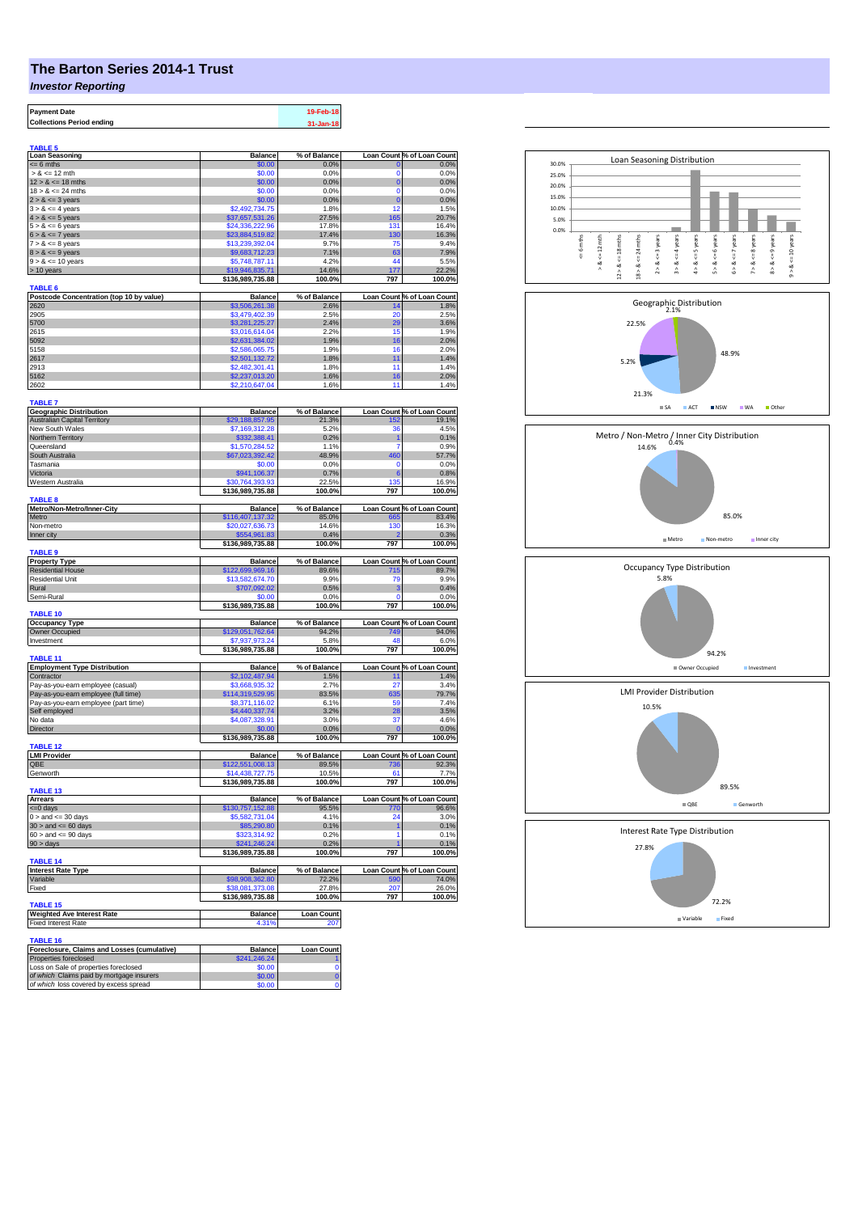# The Barton Series 2014-1 Trust

## *Investor Reporting*

| | |
|---|---|
| **Payment Date** | 19-Feb-18 |
| **Collections Period ending** | 31-Jan-18 |

**TABLE 5**

| Loan Seasoning | Balance | % of Balance | Loan Count | % of Loan Count |
|---|---|---|---|---|
| <= 6 mths | $0.00 | 0.0% | 0 | 0.0% |
| > & <= 12 mth | $0.00 | 0.0% | 0 | 0.0% |
| 12 > & <= 18 mths | $0.00 | 0.0% | 0 | 0.0% |
| 18 > & <= 24 mths | $0.00 | 0.0% | 0 | 0.0% |
| 2 > & <= 3 years | $0.00 | 0.0% | 0 | 0.0% |
| 3 > & <= 4 years | $2,492,734.75 | 1.8% | 12 | 1.5% |
| 4 > & <= 5 years | $37,657,531.26 | 27.5% | 165 | 20.7% |
| 5 > & <= 6 years | $24,336,222.96 | 17.8% | 131 | 16.4% |
| 6 > & <= 7 years | $23,884,519.82 | 17.4% | 130 | 16.3% |
| 7 > & <= 8 years | $13,239,392.04 | 9.7% | 75 | 9.4% |
| 8 > & <= 9 years | $9,683,712.23 | 7.1% | 63 | 7.9% |
| 9 > & <= 10 years | $5,748,787.11 | 4.2% | 44 | 5.5% |
| > 10 years | $19,946,835.71 | 14.6% | 177 | 22.2% |
| | $136,989,735.88 | 100.0% | 797 | 100.0% |

**TABLE 6**

| Postcode Concentration (top 10 by value) | Balance | % of Balance | Loan Count | % of Loan Count |
|---|---|---|---|---|
| 2620 | $3,506,261.38 | 2.6% | 14 | 1.8% |
| 2905 | $3,479,402.39 | 2.5% | 20 | 2.5% |
| 5700 | $3,281,225.27 | 2.4% | 29 | 3.6% |
| 2615 | $3,016,614.04 | 2.2% | 15 | 1.9% |
| 5092 | $2,631,384.02 | 1.9% | 16 | 2.0% |
| 5158 | $2,586,065.75 | 1.9% | 16 | 2.0% |
| 2617 | $2,501,132.72 | 1.8% | 11 | 1.4% |
| 2913 | $2,482,301.41 | 1.8% | 11 | 1.4% |
| 5162 | $2,237,013.20 | 1.6% | 16 | 2.0% |
| 2602 | $2,210,647.04 | 1.6% | 11 | 1.4% |

**TABLE 7**

| Geographic Distribution | Balance | % of Balance | Loan Count | % of Loan Count |
|---|---|---|---|---|
| Australian Capital Territory | $29,188,857.95 | 21.3% | 152 | 19.1% |
| New South Wales | $7,169,312.28 | 5.2% | 36 | 4.5% |
| Northern Territory | $332,388.41 | 0.2% | 1 | 0.1% |
| Queensland | $1,570,284.52 | 1.1% | 7 | 0.9% |
| South Australia | $67,023,392.42 | 48.9% | 460 | 57.7% |
| Tasmania | $0.00 | 0.0% | 0 | 0.0% |
| Victoria | $941,106.37 | 0.7% | 6 | 0.8% |
| Western Australia | $30,764,393.93 | 22.5% | 135 | 16.9% |
| | $136,989,735.88 | 100.0% | 797 | 100.0% |

**TABLE 8**

| Metro/Non-Metro/Inner-City | Balance | % of Balance | Loan Count | % of Loan Count |
|---|---|---|---|---|
| Metro | $116,407,137.32 | 85.0% | 665 | 83.4% |
| Non-metro | $20,027,636.73 | 14.6% | 130 | 16.3% |
| Inner city | $554,961.83 | 0.4% | 2 | 0.3% |
| | $136,989,735.88 | 100.0% | 797 | 100.0% |

**TABLE 9**

| Property Type | Balance | % of Balance | Loan Count | % of Loan Count |
|---|---|---|---|---|
| Residential House | $122,699,969.16 | 89.6% | 715 | 89.7% |
| Residential Unit | $13,582,674.70 | 9.9% | 79 | 9.9% |
| Rural | $707,092.02 | 0.5% | 3 | 0.4% |
| Semi-Rural | $0.00 | 0.0% | 0 | 0.0% |
| | $136,989,735.88 | 100.0% | 797 | 100.0% |

**TABLE 10**

| Occupancy Type | Balance | % of Balance | Loan Count | % of Loan Count |
|---|---|---|---|---|
| Owner Occupied | $129,051,762.64 | 94.2% | 749 | 94.0% |
| Investment | $7,937,973.24 | 5.8% | 48 | 6.0% |
| | $136,989,735.88 | 100.0% | 797 | 100.0% |

**TABLE 11**

| Employment Type Distribution | Balance | % of Balance | Loan Count | % of Loan Count |
|---|---|---|---|---|
| Contractor | $2,102,487.94 | 1.5% | 11 | 1.4% |
| Pay-as-you-earn employee (casual) | $3,668,935.32 | 2.7% | 27 | 3.4% |
| Pay-as-you-earn employee (full time) | $114,319,529.95 | 83.5% | 635 | 79.7% |
| Pay-as-you-earn employee (part time) | $8,371,116.02 | 6.1% | 59 | 7.4% |
| Self employed | $4,440,337.74 | 3.2% | 28 | 3.5% |
| No data | $4,087,328.91 | 3.0% | 37 | 4.6% |
| Director | $0.00 | 0.0% | 0 | 0.0% |
| | $136,989,735.88 | 100.0% | 797 | 100.0% |

**TABLE 12**

| LMI Provider | Balance | % of Balance | Loan Count | % of Loan Count |
|---|---|---|---|---|
| QBE | $122,551,008.13 | 89.5% | 736 | 92.3% |
| Genworth | $14,438,727.75 | 10.5% | 61 | 7.7% |
| | $136,989,735.88 | 100.0% | 797 | 100.0% |

**TABLE 13**

| Arrears | Balance | % of Balance | Loan Count | % of Loan Count |
|---|---|---|---|---|
| <=0 days | $130,757,152.88 | 95.5% | 770 | 96.6% |
| 0 > and <= 30 days | $5,582,731.04 | 4.1% | 24 | 3.0% |
| 30 > and <= 60 days | $85,290.80 | 0.1% | 1 | 0.1% |
| 60 > and <= 90 days | $323,314.92 | 0.2% | 1 | 0.1% |
| 90 > days | $241,246.24 | 0.2% | 1 | 0.1% |
| | $136,989,735.88 | 100.0% | 797 | 100.0% |

**TABLE 14**

| Interest Rate Type | Balance | % of Balance | Loan Count | % of Loan Count |
|---|---|---|---|---|
| Variable | $98,908,362.80 | 72.2% | 590 | 74.0% |
| Fixed | $38,081,373.08 | 27.8% | 207 | 26.0% |
| | $136,989,735.88 | 100.0% | 797 | 100.0% |

**TABLE 15**

| Weighted Ave Interest Rate | Balance | Loan Count |
|---|---|---|
| Fixed Interest Rate | 4.31% | 207 |

**TABLE 16**

| Foreclosure, Claims and Losses (cumulative) | Balance | Loan Count |
|---|---|---|
| Properties foreclosed | $241,246.24 | 1 |
| Loss on Sale of properties foreclosed | $0.00 | 0 |
| *of which* Claims paid by mortgage insurers | $0.00 | 0 |
| *of which* loss covered by excess spread | $0.00 | 0 |

Loan Seasoning Distribution
30.0%
25.0%
20.0%
15.0%
10.0%
5.0%
0.0%
<= 6 mths
> & <= 12 mth
12 > & <= 18 mths
18 > & <= 24 mths
2 > & <= 3 years
3 > & <= 4 years
4 > & <= 5 years
5 > & <= 6 years
6 > & <= 7 years
7 > & <= 8 years
8 > & <= 9 years
9 > & <= 10 years

Geographic Distribution
2.1%
22.5%
5.2%
21.3%
48.9%
SA ACT NSW WA Other

Metro / Non-Metro / Inner City Distribution
0.4%
14.6%
85.0%
Metro Non-metro Inner city

Occupancy Type Distribution
5.8%
94.2%
Owner Occupied Investment

LMI Provider Distribution
10.5%
89.5%
QBE Genworth

Interest Rate Type Distribution
27.8%
72.2%
Variable Fixed